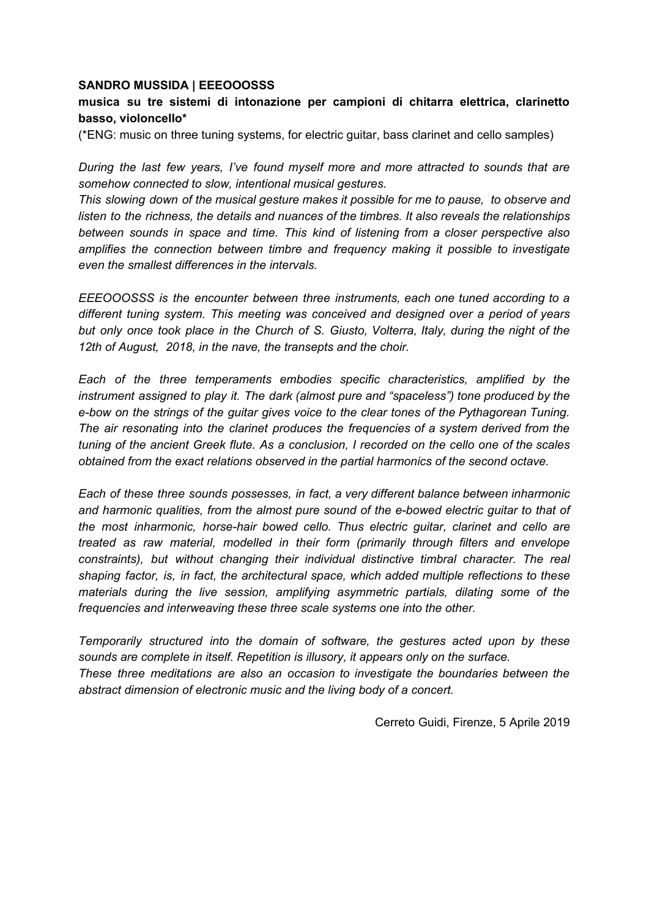**SANDRO MUSSIDA | EEEOOOSSS**

**musica su tre sistemi di intonazione per campioni di chitarra elettrica, clarinetto basso, violoncello***

(*ENG: music on three tuning systems, for electric guitar, bass clarinet and cello samples)

*During the last few years, I've found myself more and more attracted to sounds that are somehow connected to slow, intentional musical gestures.*
*This slowing down of the musical gesture makes it possible for me to pause, to observe and listen to the richness, the details and nuances of the timbres. It also reveals the relationships between sounds in space and time. This kind of listening from a closer perspective also amplifies the connection between timbre and frequency making it possible to investigate even the smallest differences in the intervals.*

*EEEOOOSSS is the encounter between three instruments, each one tuned according to a different tuning system. This meeting was conceived and designed over a period of years but only once took place in the Church of S. Giusto, Volterra, Italy, during the night of the 12th of August, 2018, in the nave, the transepts and the choir.*

*Each of the three temperaments embodies specific characteristics, amplified by the instrument assigned to play it. The dark (almost pure and "spaceless") tone produced by the e-bow on the strings of the guitar gives voice to the clear tones of the Pythagorean Tuning. The air resonating into the clarinet produces the frequencies of a system derived from the tuning of the ancient Greek flute. As a conclusion, I recorded on the cello one of the scales obtained from the exact relations observed in the partial harmonics of the second octave.*

*Each of these three sounds possesses, in fact, a very different balance between inharmonic and harmonic qualities, from the almost pure sound of the e-bowed electric guitar to that of the most inharmonic, horse-hair bowed cello. Thus electric guitar, clarinet and cello are treated as raw material, modelled in their form (primarily through filters and envelope constraints), but without changing their individual distinctive timbral character. The real shaping factor, is, in fact, the architectural space, which added multiple reflections to these materials during the live session, amplifying asymmetric partials, dilating some of the frequencies and interweaving these three scale systems one into the other.*

*Temporarily structured into the domain of software, the gestures acted upon by these sounds are complete in itself. Repetition is illusory, it appears only on the surface.*
*These three meditations are also an occasion to investigate the boundaries between the abstract dimension of electronic music and the living body of a concert.*

Cerreto Guidi, Firenze, 5 Aprile 2019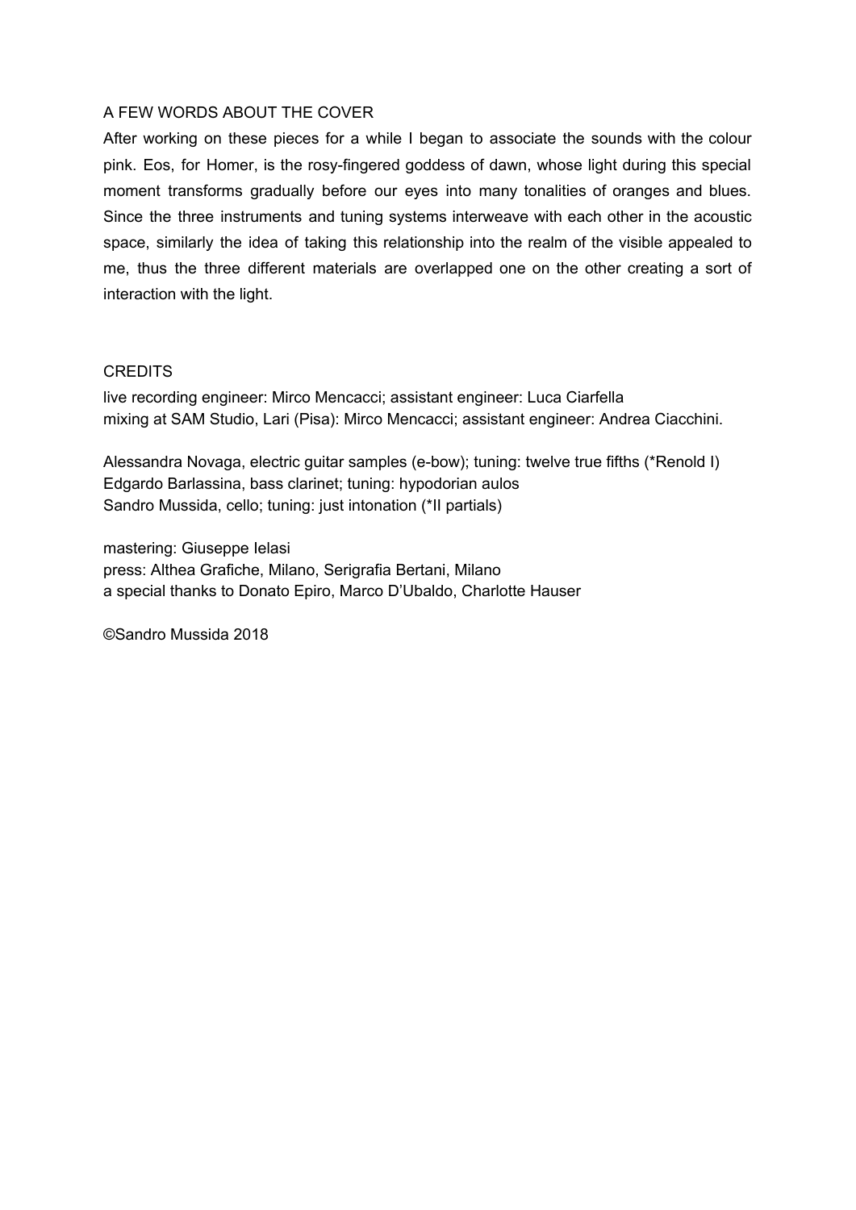## A FEW WORDS ABOUT THE COVER

After working on these pieces for a while I began to associate the sounds with the colour pink. Eos, for Homer, is the rosy-fingered goddess of dawn, whose light during this special moment transforms gradually before our eyes into many tonalities of oranges and blues. Since the three instruments and tuning systems interweave with each other in the acoustic space, similarly the idea of taking this relationship into the realm of the visible appealed to me, thus the three different materials are overlapped one on the other creating a sort of interaction with the light.

## CREDITS

live recording engineer: Mirco Mencacci; assistant engineer: Luca Ciarfella
mixing at SAM Studio, Lari (Pisa): Mirco Mencacci; assistant engineer: Andrea Ciacchini.

Alessandra Novaga, electric guitar samples (e-bow); tuning: twelve true fifths (*Renold I)
Edgardo Barlassina, bass clarinet; tuning: hypodorian aulos
Sandro Mussida, cello; tuning: just intonation (*II partials)

mastering: Giuseppe Ielasi
press: Althea Grafiche, Milano, Serigrafia Bertani, Milano
a special thanks to Donato Epiro, Marco D'Ubaldo, Charlotte Hauser

©Sandro Mussida 2018